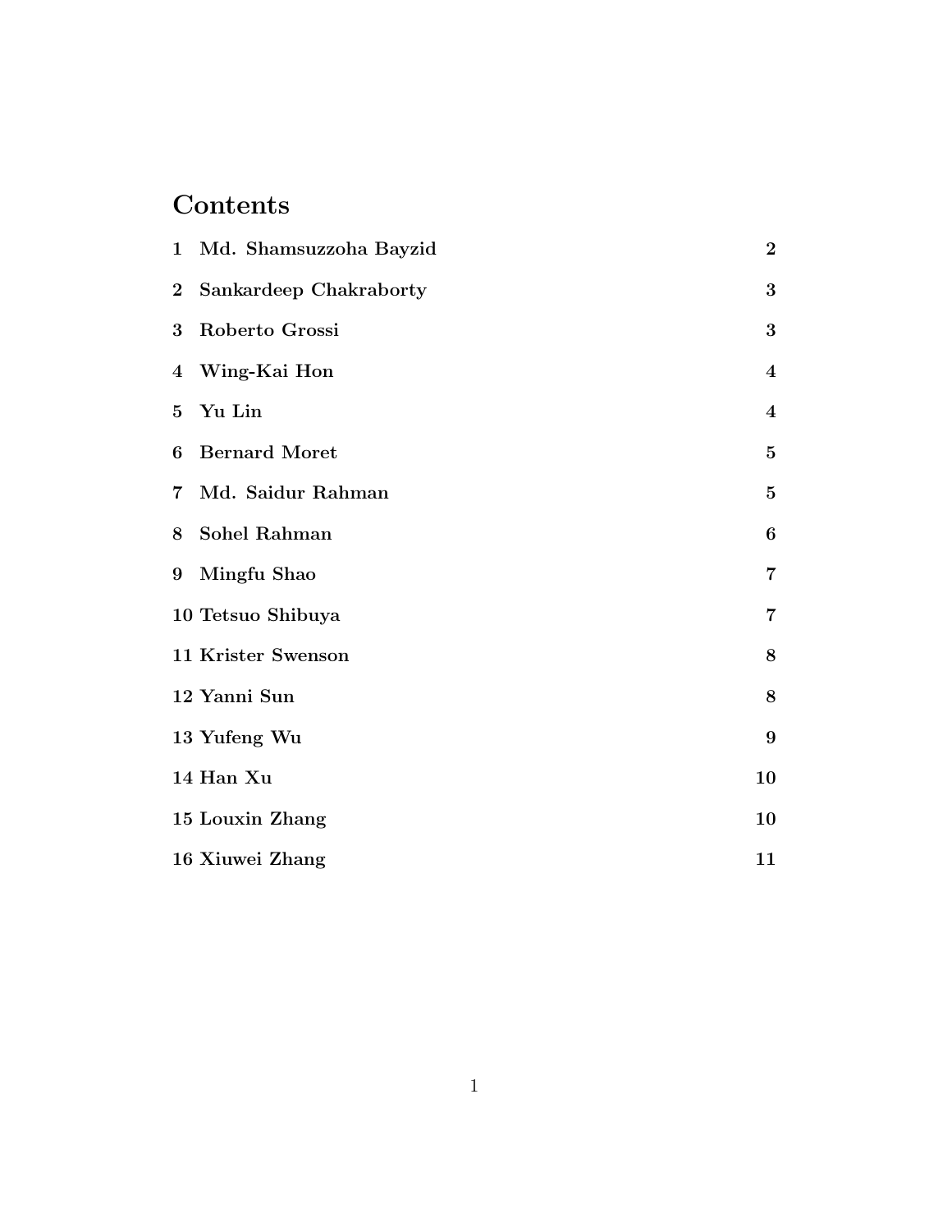# Contents

1 Md. Shamsuzzoha Bayzid — 2

2 Sankardeep Chakraborty — 3

3 Roberto Grossi — 3

4 Wing-Kai Hon — 4

5 Yu Lin — 4

6 Bernard Moret — 5

7 Md. Saidur Rahman — 5

8 Sohel Rahman — 6

9 Mingfu Shao — 7

10 Tetsuo Shibuya — 7

11 Krister Swenson — 8

12 Yanni Sun — 8

13 Yufeng Wu — 9

14 Han Xu — 10

15 Louxin Zhang — 10

16 Xiuwei Zhang — 11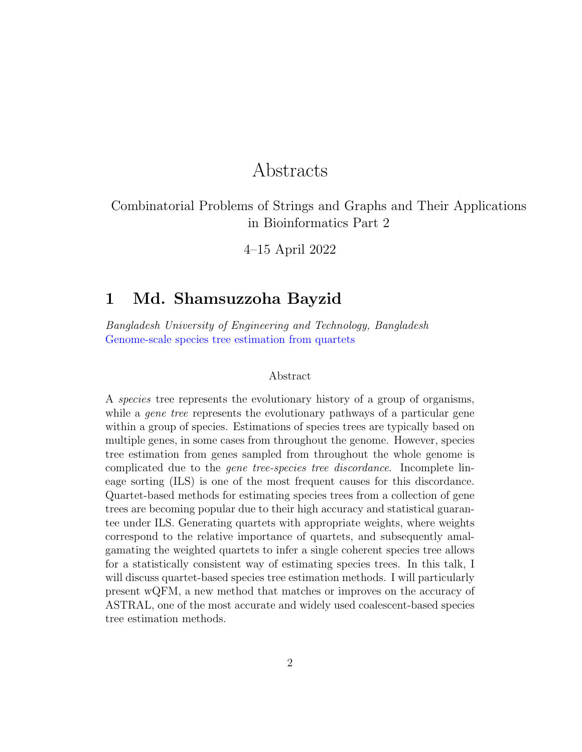# Abstracts

Combinatorial Problems of Strings and Graphs and Their Applications in Bioinformatics Part 2

4–15 April 2022

## 1 Md. Shamsuzzoha Bayzid

*Bangladesh University of Engineering and Technology, Bangladesh*
Genome-scale species tree estimation from quartets

### Abstract

A *species* tree represents the evolutionary history of a group of organisms, while a *gene tree* represents the evolutionary pathways of a particular gene within a group of species. Estimations of species trees are typically based on multiple genes, in some cases from throughout the genome. However, species tree estimation from genes sampled from throughout the whole genome is complicated due to the *gene tree-species tree discordance*. Incomplete lineage sorting (ILS) is one of the most frequent causes for this discordance. Quartet-based methods for estimating species trees from a collection of gene trees are becoming popular due to their high accuracy and statistical guarantee under ILS. Generating quartets with appropriate weights, where weights correspond to the relative importance of quartets, and subsequently amalgamating the weighted quartets to infer a single coherent species tree allows for a statistically consistent way of estimating species trees. In this talk, I will discuss quartet-based species tree estimation methods. I will particularly present wQFM, a new method that matches or improves on the accuracy of ASTRAL, one of the most accurate and widely used coalescent-based species tree estimation methods.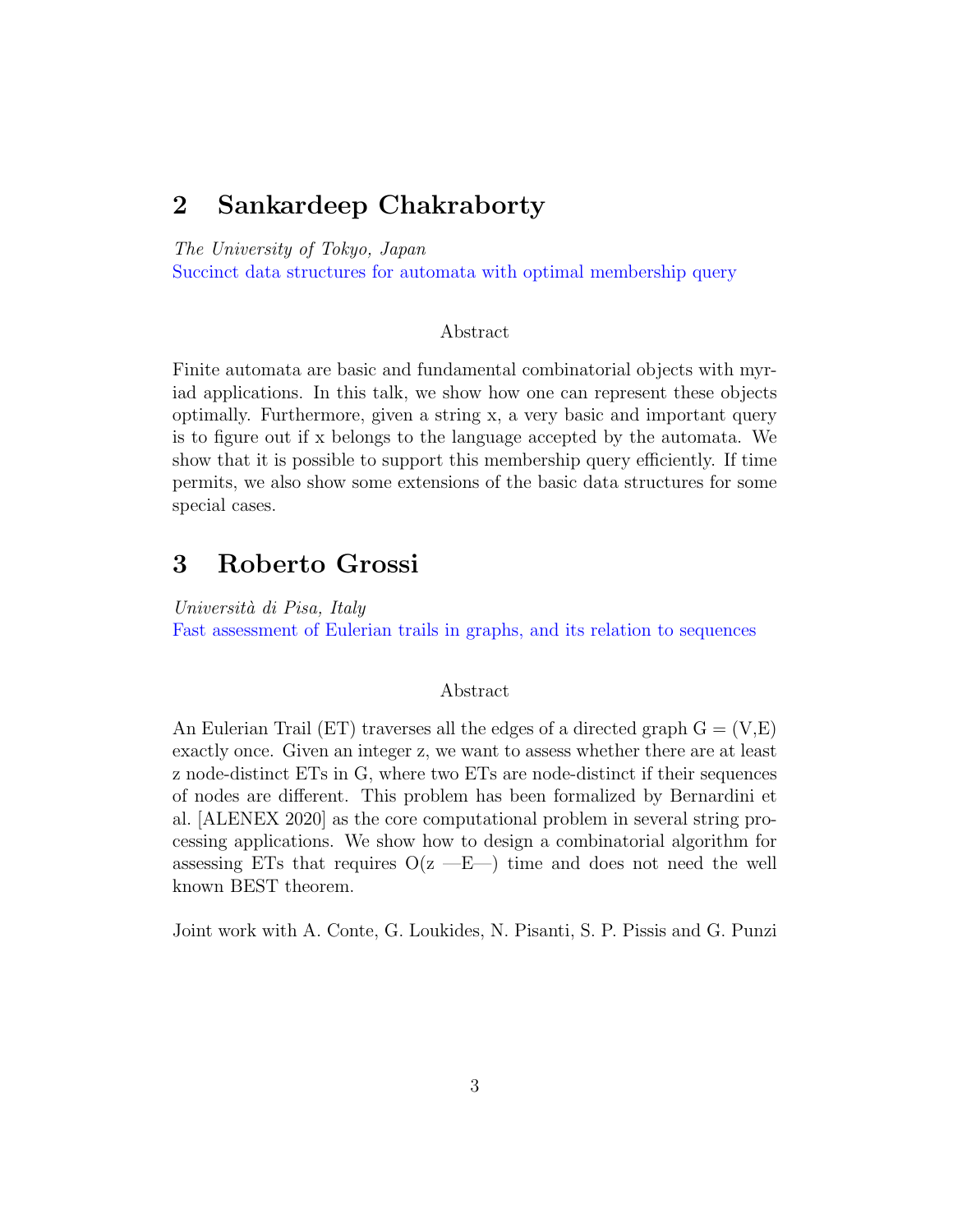## 2 Sankardeep Chakraborty

*The University of Tokyo, Japan*

Succinct data structures for automata with optimal membership query

Abstract

Finite automata are basic and fundamental combinatorial objects with myriad applications. In this talk, we show how one can represent these objects optimally. Furthermore, given a string x, a very basic and important query is to figure out if x belongs to the language accepted by the automata. We show that it is possible to support this membership query efficiently. If time permits, we also show some extensions of the basic data structures for some special cases.

## 3 Roberto Grossi

*Università di Pisa, Italy*

Fast assessment of Eulerian trails in graphs, and its relation to sequences

Abstract

An Eulerian Trail (ET) traverses all the edges of a directed graph G = (V,E) exactly once. Given an integer z, we want to assess whether there are at least z node-distinct ETs in G, where two ETs are node-distinct if their sequences of nodes are different. This problem has been formalized by Bernardini et al. [ALENEX 2020] as the core computational problem in several string processing applications. We show how to design a combinatorial algorithm for assessing ETs that requires O(z —E—) time and does not need the well known BEST theorem.

Joint work with A. Conte, G. Loukides, N. Pisanti, S. P. Pissis and G. Punzi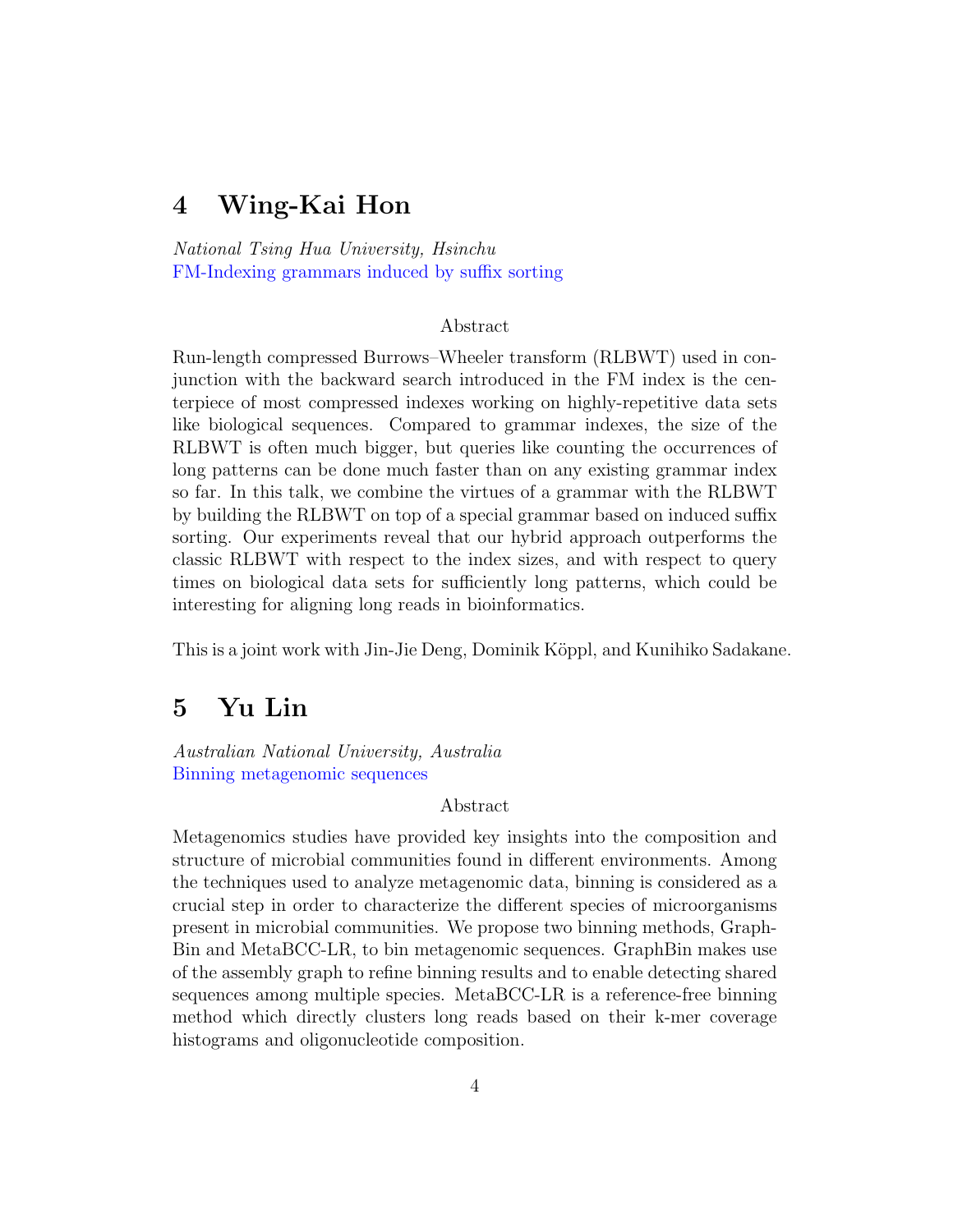# 4 Wing-Kai Hon

*National Tsing Hua University, Hsinchu*
FM-Indexing grammars induced by suffix sorting

Abstract

Run-length compressed Burrows–Wheeler transform (RLBWT) used in conjunction with the backward search introduced in the FM index is the centerpiece of most compressed indexes working on highly-repetitive data sets like biological sequences. Compared to grammar indexes, the size of the RLBWT is often much bigger, but queries like counting the occurrences of long patterns can be done much faster than on any existing grammar index so far. In this talk, we combine the virtues of a grammar with the RLBWT by building the RLBWT on top of a special grammar based on induced suffix sorting. Our experiments reveal that our hybrid approach outperforms the classic RLBWT with respect to the index sizes, and with respect to query times on biological data sets for sufficiently long patterns, which could be interesting for aligning long reads in bioinformatics.

This is a joint work with Jin-Jie Deng, Dominik Köppl, and Kunihiko Sadakane.

# 5 Yu Lin

*Australian National University, Australia*
Binning metagenomic sequences

Abstract

Metagenomics studies have provided key insights into the composition and structure of microbial communities found in different environments. Among the techniques used to analyze metagenomic data, binning is considered as a crucial step in order to characterize the different species of microorganisms present in microbial communities. We propose two binning methods, GraphBin and MetaBCC-LR, to bin metagenomic sequences. GraphBin makes use of the assembly graph to refine binning results and to enable detecting shared sequences among multiple species. MetaBCC-LR is a reference-free binning method which directly clusters long reads based on their k-mer coverage histograms and oligonucleotide composition.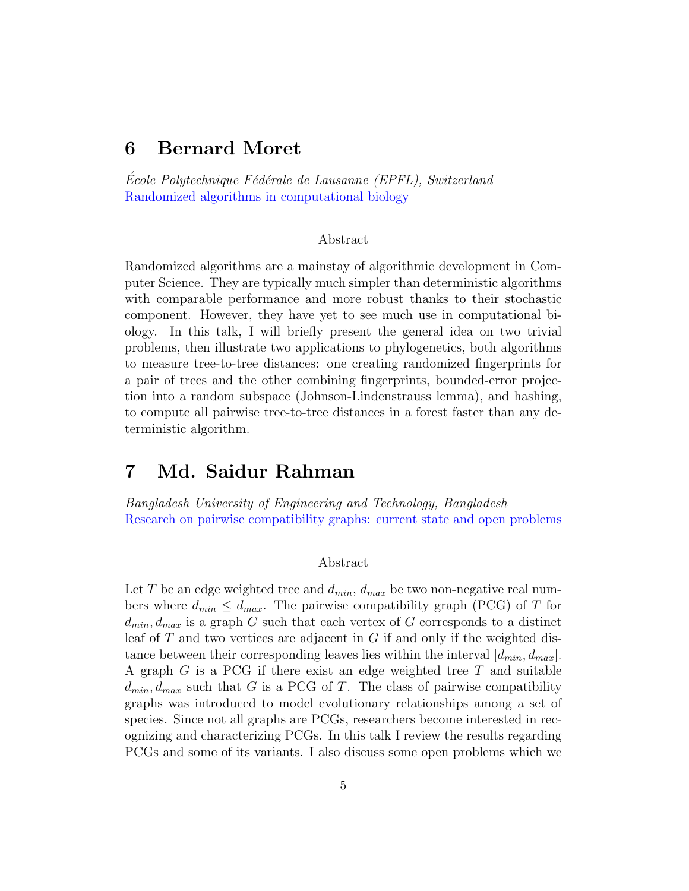## 6 Bernard Moret

*École Polytechnique Fédérale de Lausanne (EPFL), Switzerland*
Randomized algorithms in computational biology

### Abstract

Randomized algorithms are a mainstay of algorithmic development in Computer Science. They are typically much simpler than deterministic algorithms with comparable performance and more robust thanks to their stochastic component. However, they have yet to see much use in computational biology. In this talk, I will briefly present the general idea on two trivial problems, then illustrate two applications to phylogenetics, both algorithms to measure tree-to-tree distances: one creating randomized fingerprints for a pair of trees and the other combining fingerprints, bounded-error projection into a random subspace (Johnson-Lindenstrauss lemma), and hashing, to compute all pairwise tree-to-tree distances in a forest faster than any deterministic algorithm.

## 7 Md. Saidur Rahman

*Bangladesh University of Engineering and Technology, Bangladesh*
Research on pairwise compatibility graphs: current state and open problems

### Abstract

Let $T$ be an edge weighted tree and $d_{min}$, $d_{max}$ be two non-negative real numbers where $d_{min} \leq d_{max}$. The pairwise compatibility graph (PCG) of $T$ for $d_{min}, d_{max}$ is a graph $G$ such that each vertex of $G$ corresponds to a distinct leaf of $T$ and two vertices are adjacent in $G$ if and only if the weighted distance between their corresponding leaves lies within the interval $[d_{min}, d_{max}]$. A graph $G$ is a PCG if there exist an edge weighted tree $T$ and suitable $d_{min}, d_{max}$ such that $G$ is a PCG of $T$. The class of pairwise compatibility graphs was introduced to model evolutionary relationships among a set of species. Since not all graphs are PCGs, researchers become interested in recognizing and characterizing PCGs. In this talk I review the results regarding PCGs and some of its variants. I also discuss some open problems which we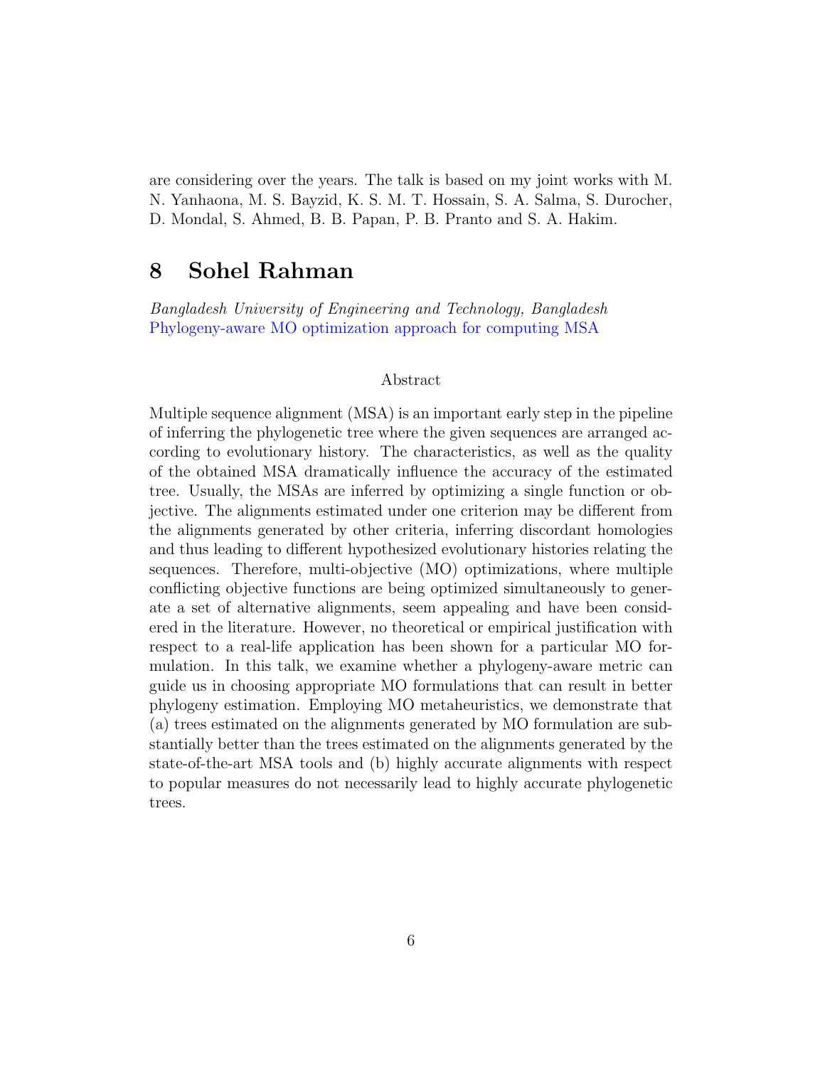are considering over the years. The talk is based on my joint works with M. N. Yanhaona, M. S. Bayzid, K. S. M. T. Hossain, S. A. Salma, S. Durocher, D. Mondal, S. Ahmed, B. B. Papan, P. B. Pranto and S. A. Hakim.

## 8 Sohel Rahman

*Bangladesh University of Engineering and Technology, Bangladesh*
Phylogeny-aware MO optimization approach for computing MSA

### Abstract

Multiple sequence alignment (MSA) is an important early step in the pipeline of inferring the phylogenetic tree where the given sequences are arranged according to evolutionary history. The characteristics, as well as the quality of the obtained MSA dramatically influence the accuracy of the estimated tree. Usually, the MSAs are inferred by optimizing a single function or objective. The alignments estimated under one criterion may be different from the alignments generated by other criteria, inferring discordant homologies and thus leading to different hypothesized evolutionary histories relating the sequences. Therefore, multi-objective (MO) optimizations, where multiple conflicting objective functions are being optimized simultaneously to generate a set of alternative alignments, seem appealing and have been considered in the literature. However, no theoretical or empirical justification with respect to a real-life application has been shown for a particular MO formulation. In this talk, we examine whether a phylogeny-aware metric can guide us in choosing appropriate MO formulations that can result in better phylogeny estimation. Employing MO metaheuristics, we demonstrate that (a) trees estimated on the alignments generated by MO formulation are substantially better than the trees estimated on the alignments generated by the state-of-the-art MSA tools and (b) highly accurate alignments with respect to popular measures do not necessarily lead to highly accurate phylogenetic trees.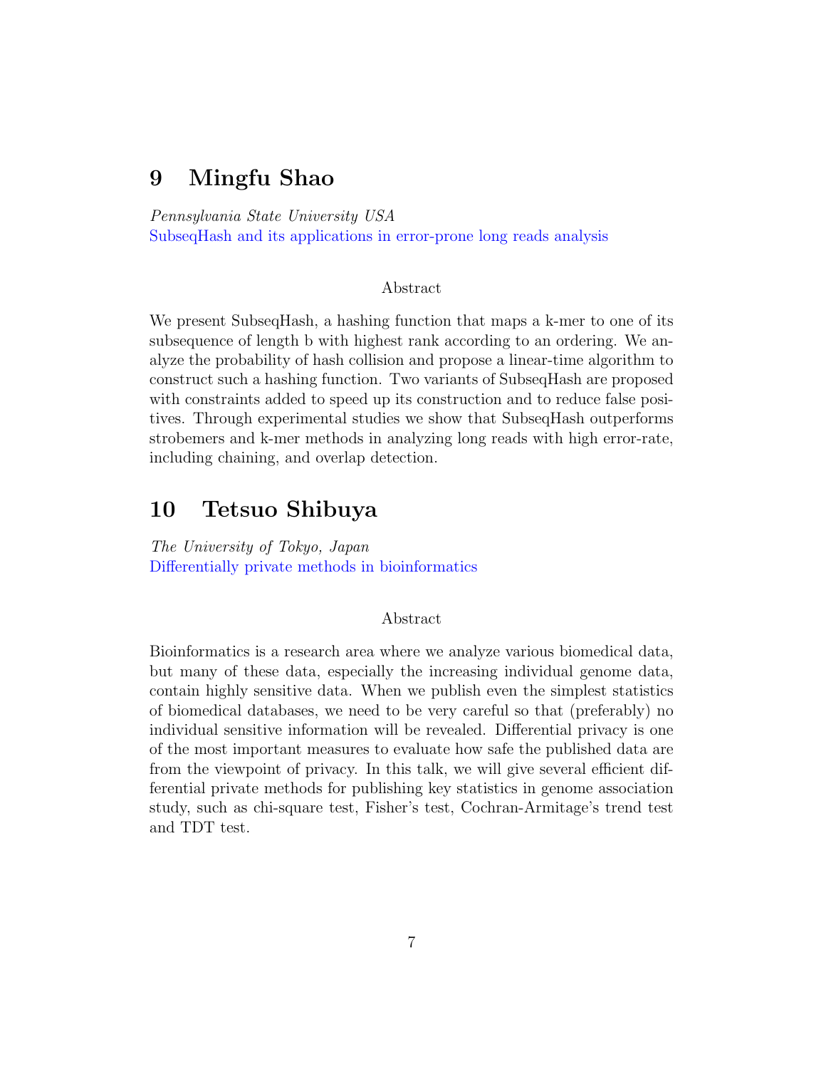## 9 Mingfu Shao

*Pennsylvania State University USA*
SubseqHash and its applications in error-prone long reads analysis

Abstract

We present SubseqHash, a hashing function that maps a k-mer to one of its subsequence of length b with highest rank according to an ordering. We analyze the probability of hash collision and propose a linear-time algorithm to construct such a hashing function. Two variants of SubseqHash are proposed with constraints added to speed up its construction and to reduce false positives. Through experimental studies we show that SubseqHash outperforms strobemers and k-mer methods in analyzing long reads with high error-rate, including chaining, and overlap detection.

## 10 Tetsuo Shibuya

*The University of Tokyo, Japan*
Differentially private methods in bioinformatics

Abstract

Bioinformatics is a research area where we analyze various biomedical data, but many of these data, especially the increasing individual genome data, contain highly sensitive data. When we publish even the simplest statistics of biomedical databases, we need to be very careful so that (preferably) no individual sensitive information will be revealed. Differential privacy is one of the most important measures to evaluate how safe the published data are from the viewpoint of privacy. In this talk, we will give several efficient differential private methods for publishing key statistics in genome association study, such as chi-square test, Fisher's test, Cochran-Armitage's trend test and TDT test.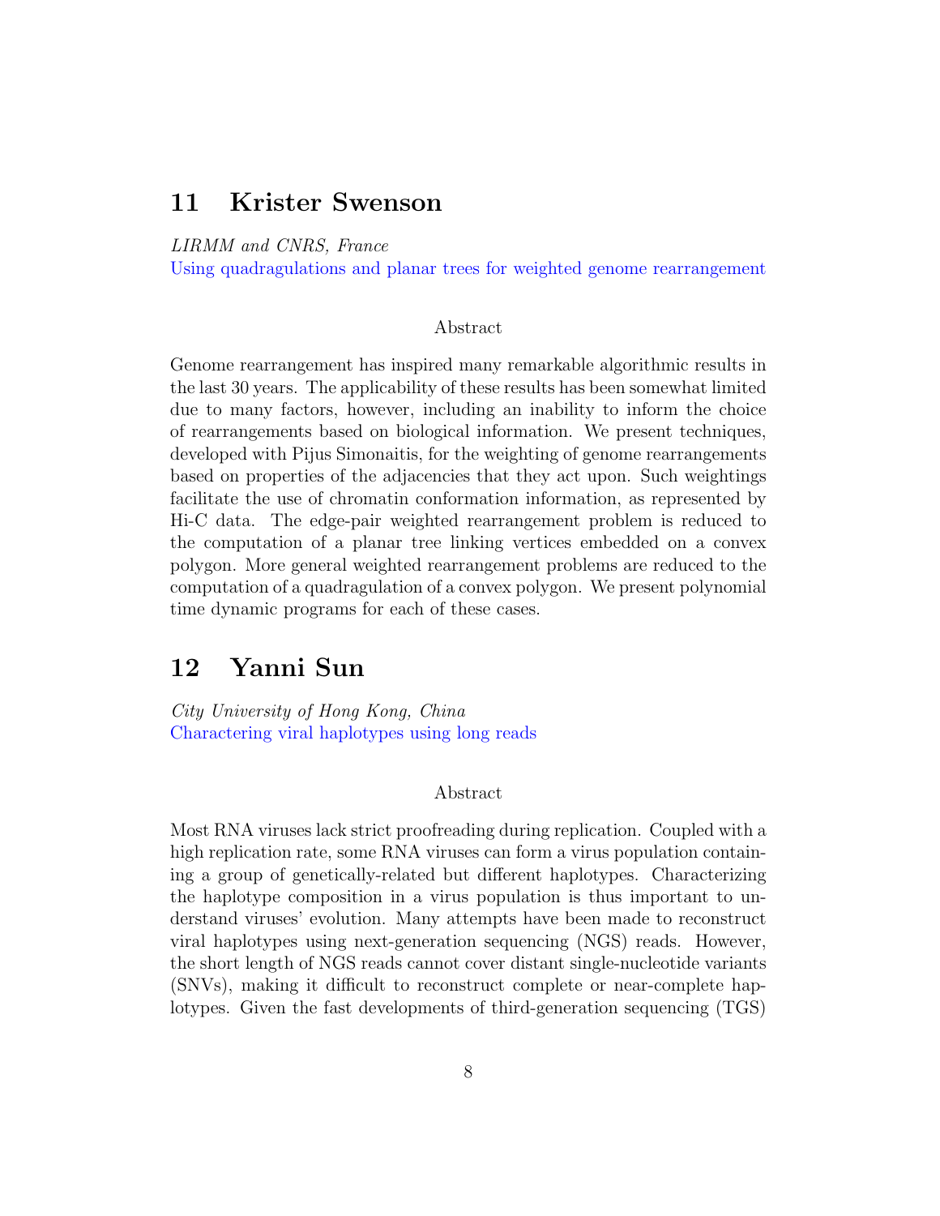## 11 Krister Swenson

*LIRMM and CNRS, France*

Using quadragulations and planar trees for weighted genome rearrangement

### Abstract

Genome rearrangement has inspired many remarkable algorithmic results in the last 30 years. The applicability of these results has been somewhat limited due to many factors, however, including an inability to inform the choice of rearrangements based on biological information. We present techniques, developed with Pijus Simonaitis, for the weighting of genome rearrangements based on properties of the adjacencies that they act upon. Such weightings facilitate the use of chromatin conformation information, as represented by Hi-C data. The edge-pair weighted rearrangement problem is reduced to the computation of a planar tree linking vertices embedded on a convex polygon. More general weighted rearrangement problems are reduced to the computation of a quadragulation of a convex polygon. We present polynomial time dynamic programs for each of these cases.

## 12 Yanni Sun

*City University of Hong Kong, China*

Charactering viral haplotypes using long reads

### Abstract

Most RNA viruses lack strict proofreading during replication. Coupled with a high replication rate, some RNA viruses can form a virus population containing a group of genetically-related but different haplotypes. Characterizing the haplotype composition in a virus population is thus important to understand viruses' evolution. Many attempts have been made to reconstruct viral haplotypes using next-generation sequencing (NGS) reads. However, the short length of NGS reads cannot cover distant single-nucleotide variants (SNVs), making it difficult to reconstruct complete or near-complete haplotypes. Given the fast developments of third-generation sequencing (TGS)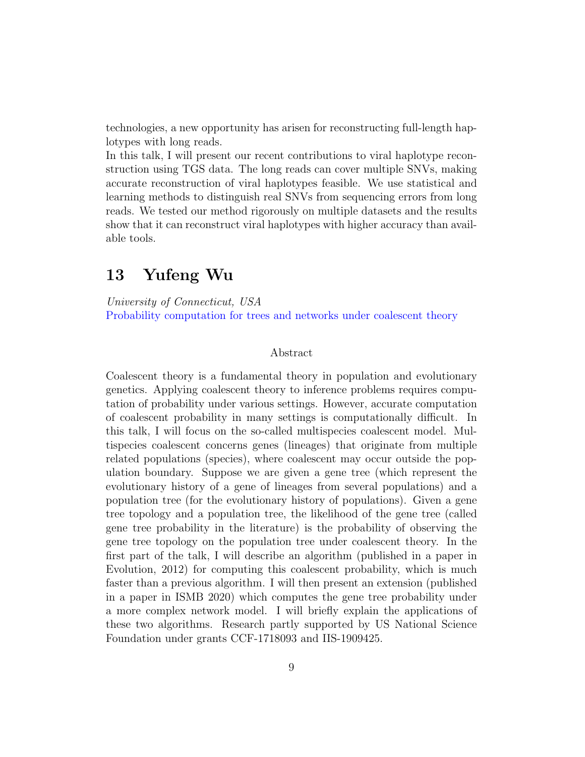technologies, a new opportunity has arisen for reconstructing full-length haplotypes with long reads.

In this talk, I will present our recent contributions to viral haplotype reconstruction using TGS data. The long reads can cover multiple SNVs, making accurate reconstruction of viral haplotypes feasible. We use statistical and learning methods to distinguish real SNVs from sequencing errors from long reads. We tested our method rigorously on multiple datasets and the results show that it can reconstruct viral haplotypes with higher accuracy than available tools.

## 13 Yufeng Wu

*University of Connecticut, USA*

Probability computation for trees and networks under coalescent theory

### Abstract

Coalescent theory is a fundamental theory in population and evolutionary genetics. Applying coalescent theory to inference problems requires computation of probability under various settings. However, accurate computation of coalescent probability in many settings is computationally difficult. In this talk, I will focus on the so-called multispecies coalescent model. Multispecies coalescent concerns genes (lineages) that originate from multiple related populations (species), where coalescent may occur outside the population boundary. Suppose we are given a gene tree (which represent the evolutionary history of a gene of lineages from several populations) and a population tree (for the evolutionary history of populations). Given a gene tree topology and a population tree, the likelihood of the gene tree (called gene tree probability in the literature) is the probability of observing the gene tree topology on the population tree under coalescent theory. In the first part of the talk, I will describe an algorithm (published in a paper in Evolution, 2012) for computing this coalescent probability, which is much faster than a previous algorithm. I will then present an extension (published in a paper in ISMB 2020) which computes the gene tree probability under a more complex network model. I will briefly explain the applications of these two algorithms. Research partly supported by US National Science Foundation under grants CCF-1718093 and IIS-1909425.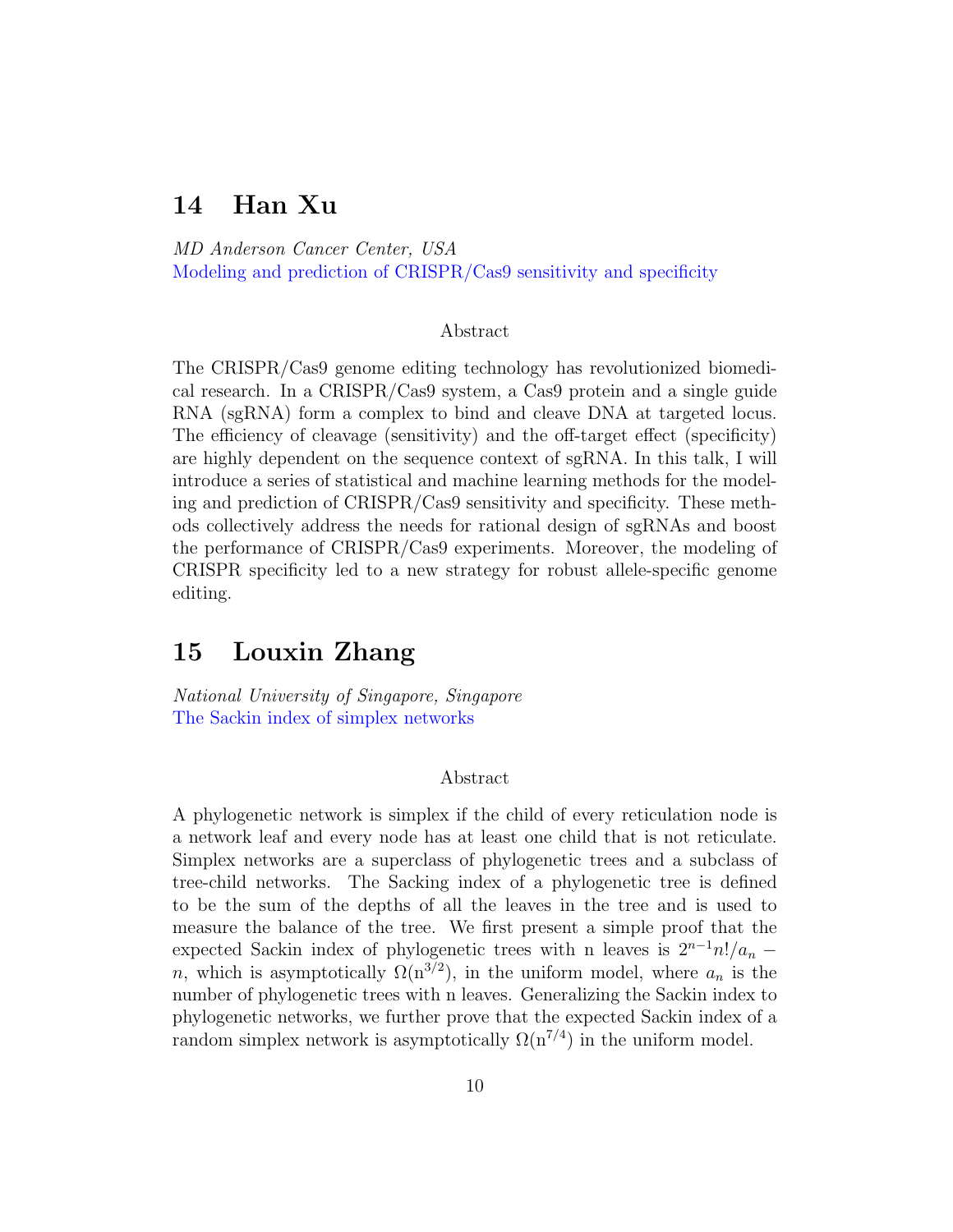## 14 Han Xu

*MD Anderson Cancer Center, USA*
Modeling and prediction of CRISPR/Cas9 sensitivity and specificity

Abstract

The CRISPR/Cas9 genome editing technology has revolutionized biomedical research. In a CRISPR/Cas9 system, a Cas9 protein and a single guide RNA (sgRNA) form a complex to bind and cleave DNA at targeted locus. The efficiency of cleavage (sensitivity) and the off-target effect (specificity) are highly dependent on the sequence context of sgRNA. In this talk, I will introduce a series of statistical and machine learning methods for the modeling and prediction of CRISPR/Cas9 sensitivity and specificity. These methods collectively address the needs for rational design of sgRNAs and boost the performance of CRISPR/Cas9 experiments. Moreover, the modeling of CRISPR specificity led to a new strategy for robust allele-specific genome editing.

## 15 Louxin Zhang

*National University of Singapore, Singapore*
The Sackin index of simplex networks

Abstract

A phylogenetic network is simplex if the child of every reticulation node is a network leaf and every node has at least one child that is not reticulate. Simplex networks are a superclass of phylogenetic trees and a subclass of tree-child networks. The Sacking index of a phylogenetic tree is defined to be the sum of the depths of all the leaves in the tree and is used to measure the balance of the tree. We first present a simple proof that the expected Sackin index of phylogenetic trees with n leaves is $2^{n-1}n!/a_n - n$, which is asymptotically $\Omega(\mathrm{n}^{3/2})$, in the uniform model, where $a_n$ is the number of phylogenetic trees with n leaves. Generalizing the Sackin index to phylogenetic networks, we further prove that the expected Sackin index of a random simplex network is asymptotically $\Omega(\mathrm{n}^{7/4})$ in the uniform model.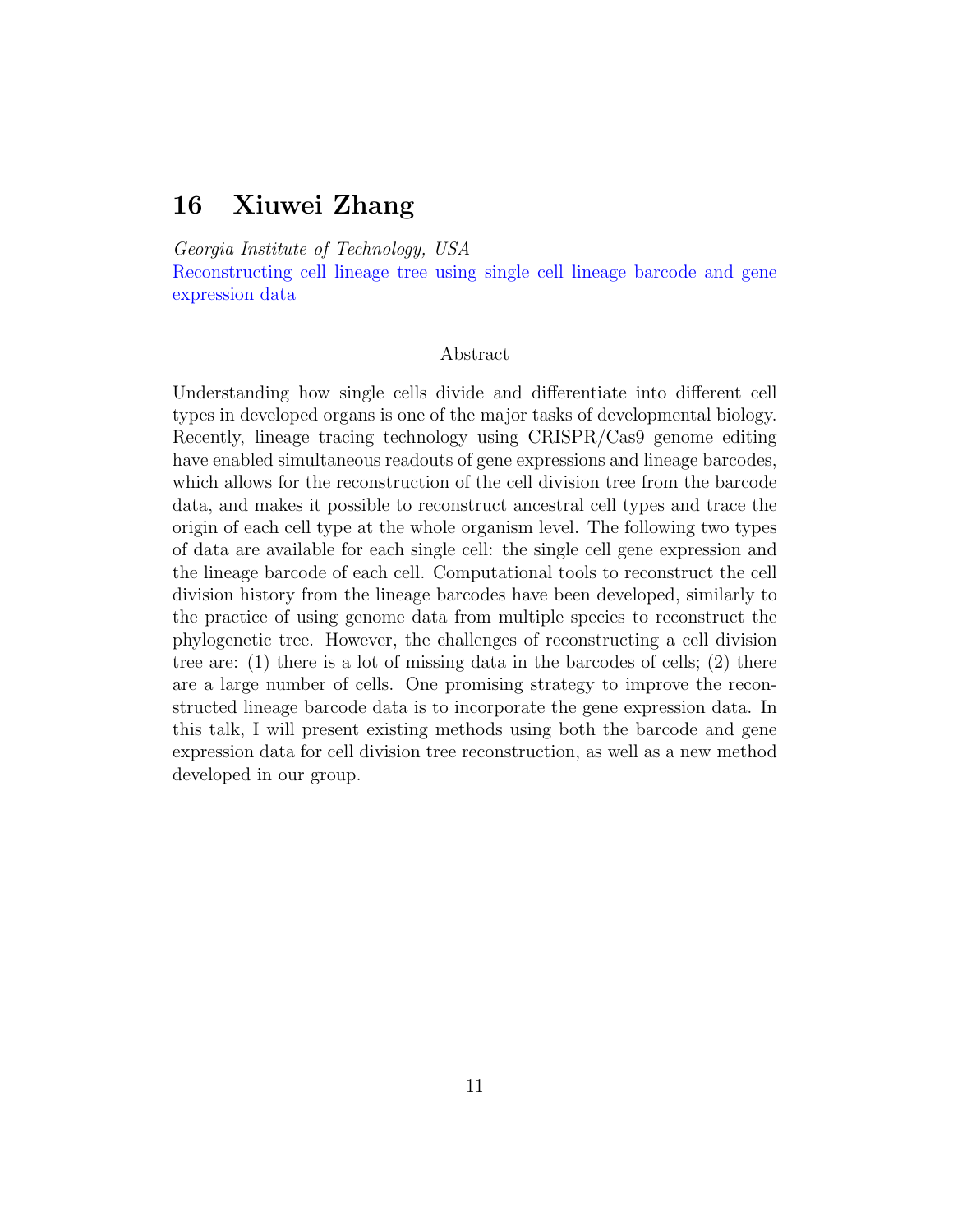## 16 Xiuwei Zhang

*Georgia Institute of Technology, USA*

Reconstructing cell lineage tree using single cell lineage barcode and gene expression data

### Abstract

Understanding how single cells divide and differentiate into different cell types in developed organs is one of the major tasks of developmental biology. Recently, lineage tracing technology using CRISPR/Cas9 genome editing have enabled simultaneous readouts of gene expressions and lineage barcodes, which allows for the reconstruction of the cell division tree from the barcode data, and makes it possible to reconstruct ancestral cell types and trace the origin of each cell type at the whole organism level. The following two types of data are available for each single cell: the single cell gene expression and the lineage barcode of each cell. Computational tools to reconstruct the cell division history from the lineage barcodes have been developed, similarly to the practice of using genome data from multiple species to reconstruct the phylogenetic tree. However, the challenges of reconstructing a cell division tree are: (1) there is a lot of missing data in the barcodes of cells; (2) there are a large number of cells. One promising strategy to improve the reconstructed lineage barcode data is to incorporate the gene expression data. In this talk, I will present existing methods using both the barcode and gene expression data for cell division tree reconstruction, as well as a new method developed in our group.